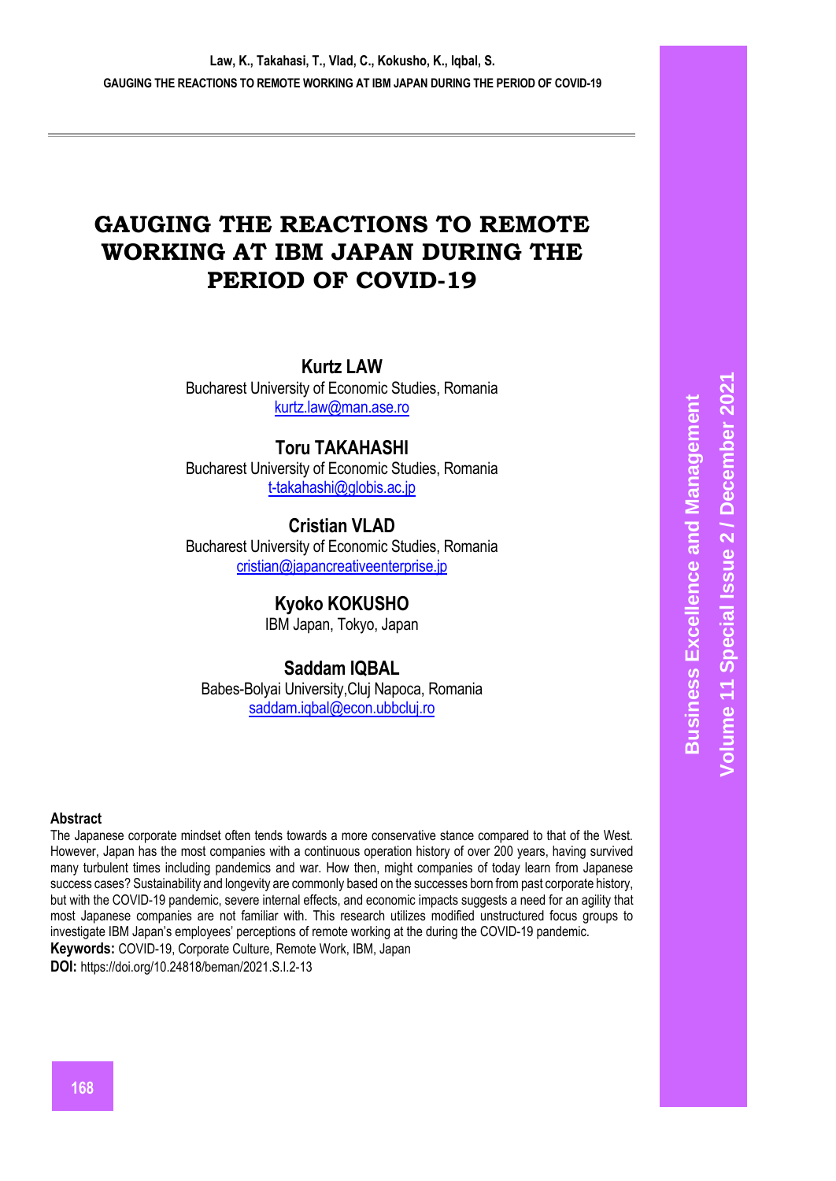# GAUGING THE REACTIONS TO REMOTE WORKING AT IBM JAPAN DURING THE PERIOD OF COVID-19

**Kurtz LAW**
Bucharest University of Economic Studies, Romania
kurtz.law@man.ase.ro

**Toru TAKAHASHI**
Bucharest University of Economic Studies, Romania
t-takahashi@globis.ac.jp

**Cristian VLAD**
Bucharest University of Economic Studies, Romania
cristian@japancreativeenterprise.jp

**Kyoko KOKUSHO**
IBM Japan, Tokyo, Japan

**Saddam IQBAL**
Babes-Bolyai University,Cluj Napoca, Romania
saddam.iqbal@econ.ubbcluj.ro

## Abstract

The Japanese corporate mindset often tends towards a more conservative stance compared to that of the West. However, Japan has the most companies with a continuous operation history of over 200 years, having survived many turbulent times including pandemics and war. How then, might companies of today learn from Japanese success cases? Sustainability and longevity are commonly based on the successes born from past corporate history, but with the COVID-19 pandemic, severe internal effects, and economic impacts suggests a need for an agility that most Japanese companies are not familiar with. This research utilizes modified unstructured focus groups to investigate IBM Japan's employees' perceptions of remote working at the during the COVID-19 pandemic.

**Keywords:** COVID-19, Corporate Culture, Remote Work, IBM, Japan

**DOI:** https://doi.org/10.24818/beman/2021.S.I.2-13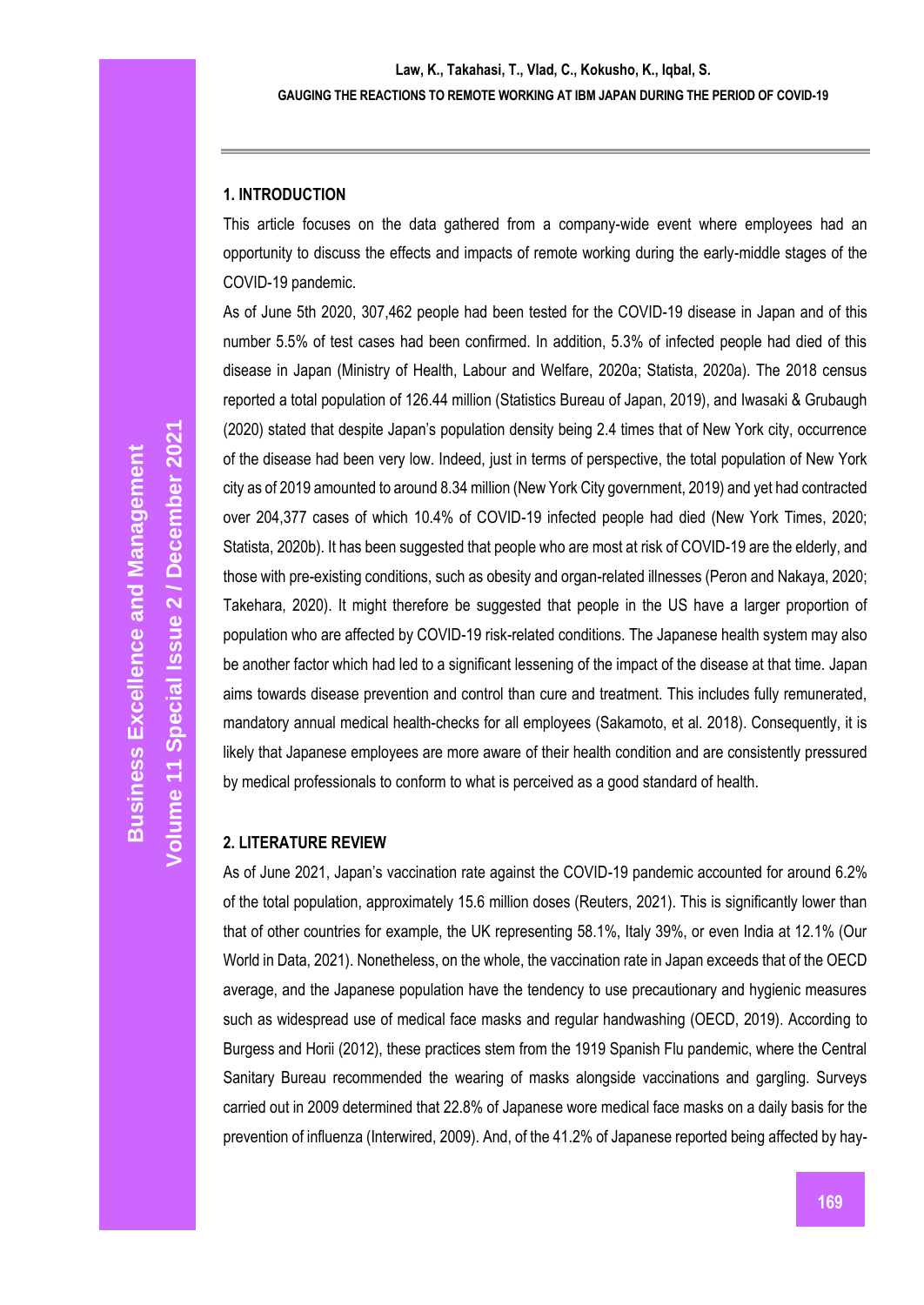## 1. INTRODUCTION

This article focuses on the data gathered from a company-wide event where employees had an opportunity to discuss the effects and impacts of remote working during the early-middle stages of the COVID-19 pandemic.

As of June 5th 2020, 307,462 people had been tested for the COVID-19 disease in Japan and of this number 5.5% of test cases had been confirmed. In addition, 5.3% of infected people had died of this disease in Japan (Ministry of Health, Labour and Welfare, 2020a; Statista, 2020a). The 2018 census reported a total population of 126.44 million (Statistics Bureau of Japan, 2019), and Iwasaki & Grubaugh (2020) stated that despite Japan's population density being 2.4 times that of New York city, occurrence of the disease had been very low. Indeed, just in terms of perspective, the total population of New York city as of 2019 amounted to around 8.34 million (New York City government, 2019) and yet had contracted over 204,377 cases of which 10.4% of COVID-19 infected people had died (New York Times, 2020; Statista, 2020b). It has been suggested that people who are most at risk of COVID-19 are the elderly, and those with pre-existing conditions, such as obesity and organ-related illnesses (Peron and Nakaya, 2020; Takehara, 2020). It might therefore be suggested that people in the US have a larger proportion of population who are affected by COVID-19 risk-related conditions. The Japanese health system may also be another factor which had led to a significant lessening of the impact of the disease at that time. Japan aims towards disease prevention and control than cure and treatment. This includes fully remunerated, mandatory annual medical health-checks for all employees (Sakamoto, et al. 2018). Consequently, it is likely that Japanese employees are more aware of their health condition and are consistently pressured by medical professionals to conform to what is perceived as a good standard of health.

## 2. LITERATURE REVIEW

As of June 2021, Japan's vaccination rate against the COVID-19 pandemic accounted for around 6.2% of the total population, approximately 15.6 million doses (Reuters, 2021). This is significantly lower than that of other countries for example, the UK representing 58.1%, Italy 39%, or even India at 12.1% (Our World in Data, 2021). Nonetheless, on the whole, the vaccination rate in Japan exceeds that of the OECD average, and the Japanese population have the tendency to use precautionary and hygienic measures such as widespread use of medical face masks and regular handwashing (OECD, 2019). According to Burgess and Horii (2012), these practices stem from the 1919 Spanish Flu pandemic, where the Central Sanitary Bureau recommended the wearing of masks alongside vaccinations and gargling. Surveys carried out in 2009 determined that 22.8% of Japanese wore medical face masks on a daily basis for the prevention of influenza (Interwired, 2009). And, of the 41.2% of Japanese reported being affected by hay-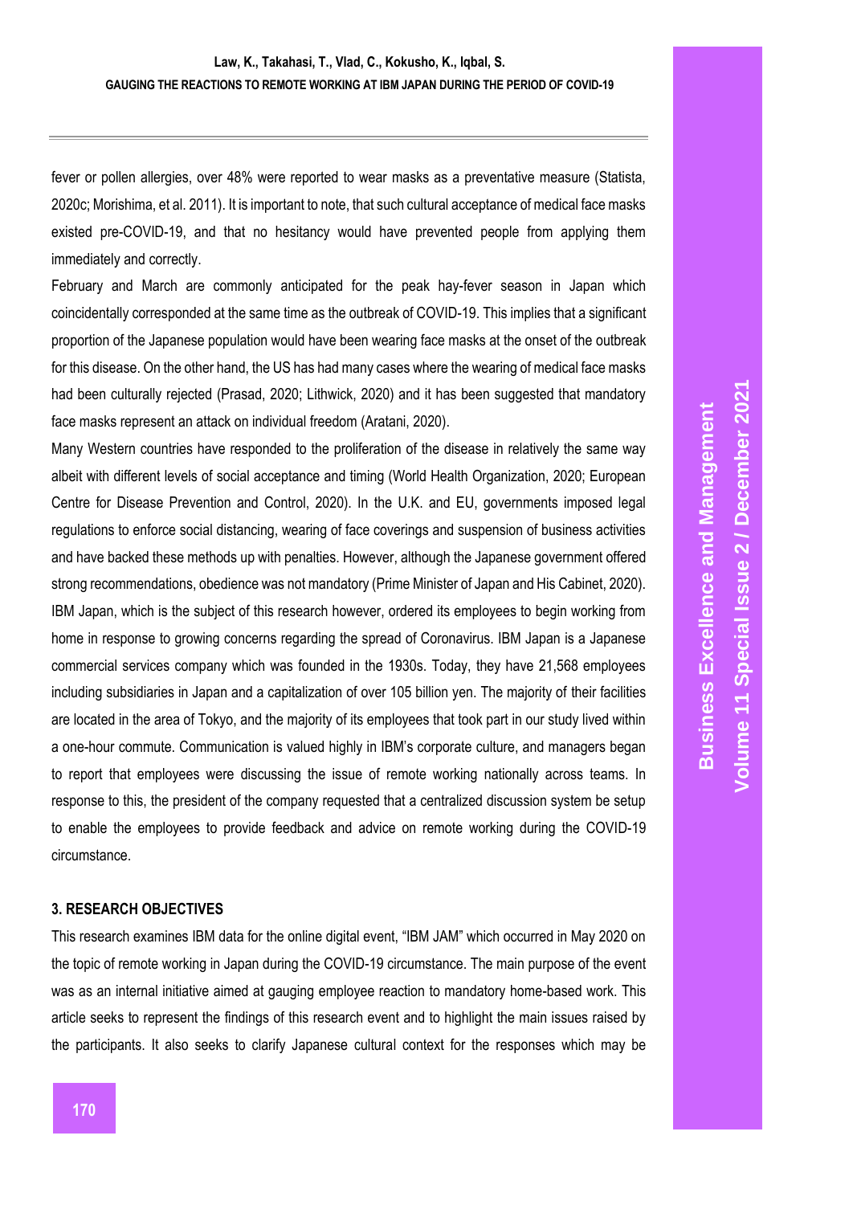fever or pollen allergies, over 48% were reported to wear masks as a preventative measure (Statista, 2020c; Morishima, et al. 2011). It is important to note, that such cultural acceptance of medical face masks existed pre-COVID-19, and that no hesitancy would have prevented people from applying them immediately and correctly.

February and March are commonly anticipated for the peak hay-fever season in Japan which coincidentally corresponded at the same time as the outbreak of COVID-19. This implies that a significant proportion of the Japanese population would have been wearing face masks at the onset of the outbreak for this disease. On the other hand, the US has had many cases where the wearing of medical face masks had been culturally rejected (Prasad, 2020; Lithwick, 2020) and it has been suggested that mandatory face masks represent an attack on individual freedom (Aratani, 2020).

Many Western countries have responded to the proliferation of the disease in relatively the same way albeit with different levels of social acceptance and timing (World Health Organization, 2020; European Centre for Disease Prevention and Control, 2020). In the U.K. and EU, governments imposed legal regulations to enforce social distancing, wearing of face coverings and suspension of business activities and have backed these methods up with penalties. However, although the Japanese government offered strong recommendations, obedience was not mandatory (Prime Minister of Japan and His Cabinet, 2020). IBM Japan, which is the subject of this research however, ordered its employees to begin working from home in response to growing concerns regarding the spread of Coronavirus. IBM Japan is a Japanese commercial services company which was founded in the 1930s. Today, they have 21,568 employees including subsidiaries in Japan and a capitalization of over 105 billion yen. The majority of their facilities are located in the area of Tokyo, and the majority of its employees that took part in our study lived within a one-hour commute. Communication is valued highly in IBM's corporate culture, and managers began to report that employees were discussing the issue of remote working nationally across teams. In response to this, the president of the company requested that a centralized discussion system be setup to enable the employees to provide feedback and advice on remote working during the COVID-19 circumstance.

## 3. RESEARCH OBJECTIVES

This research examines IBM data for the online digital event, "IBM JAM" which occurred in May 2020 on the topic of remote working in Japan during the COVID-19 circumstance. The main purpose of the event was as an internal initiative aimed at gauging employee reaction to mandatory home-based work. This article seeks to represent the findings of this research event and to highlight the main issues raised by the participants. It also seeks to clarify Japanese cultural context for the responses which may be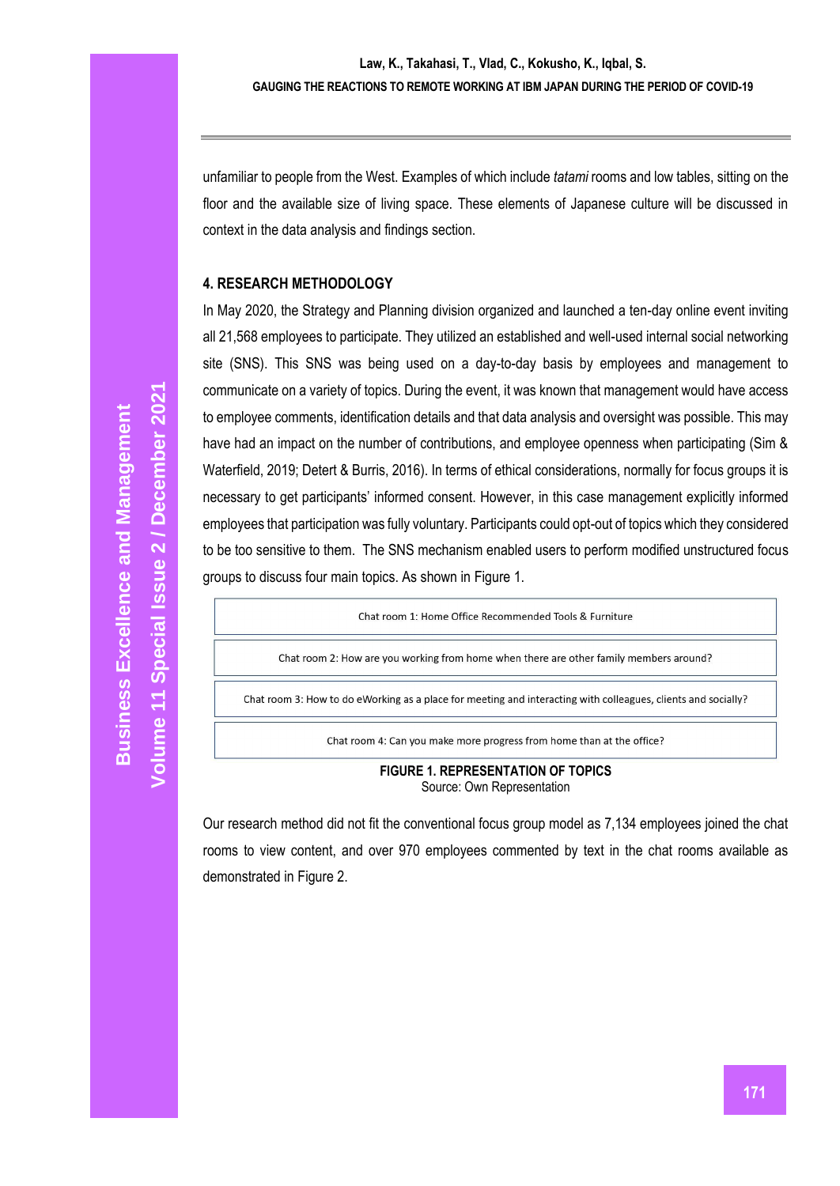unfamiliar to people from the West. Examples of which include *tatami* rooms and low tables, sitting on the floor and the available size of living space. These elements of Japanese culture will be discussed in context in the data analysis and findings section.

## 4. RESEARCH METHODOLOGY

In May 2020, the Strategy and Planning division organized and launched a ten-day online event inviting all 21,568 employees to participate. They utilized an established and well-used internal social networking site (SNS). This SNS was being used on a day-to-day basis by employees and management to communicate on a variety of topics. During the event, it was known that management would have access to employee comments, identification details and that data analysis and oversight was possible. This may have had an impact on the number of contributions, and employee openness when participating (Sim & Waterfield, 2019; Detert & Burris, 2016). In terms of ethical considerations, normally for focus groups it is necessary to get participants' informed consent. However, in this case management explicitly informed employees that participation was fully voluntary. Participants could opt-out of topics which they considered to be too sensitive to them. The SNS mechanism enabled users to perform modified unstructured focus groups to discuss four main topics. As shown in Figure 1.

| Chat room 1: Home Office Recommended Tools & Furniture |
|---|
| Chat room 2: How are you working from home when there are other family members around? |
| Chat room 3: How to do eWorking as a place for meeting and interacting with colleagues, clients and socially? |
| Chat room 4: Can you make more progress from home than at the office? |

**FIGURE 1. REPRESENTATION OF TOPICS**
Source: Own Representation

Our research method did not fit the conventional focus group model as 7,134 employees joined the chat rooms to view content, and over 970 employees commented by text in the chat rooms available as demonstrated in Figure 2.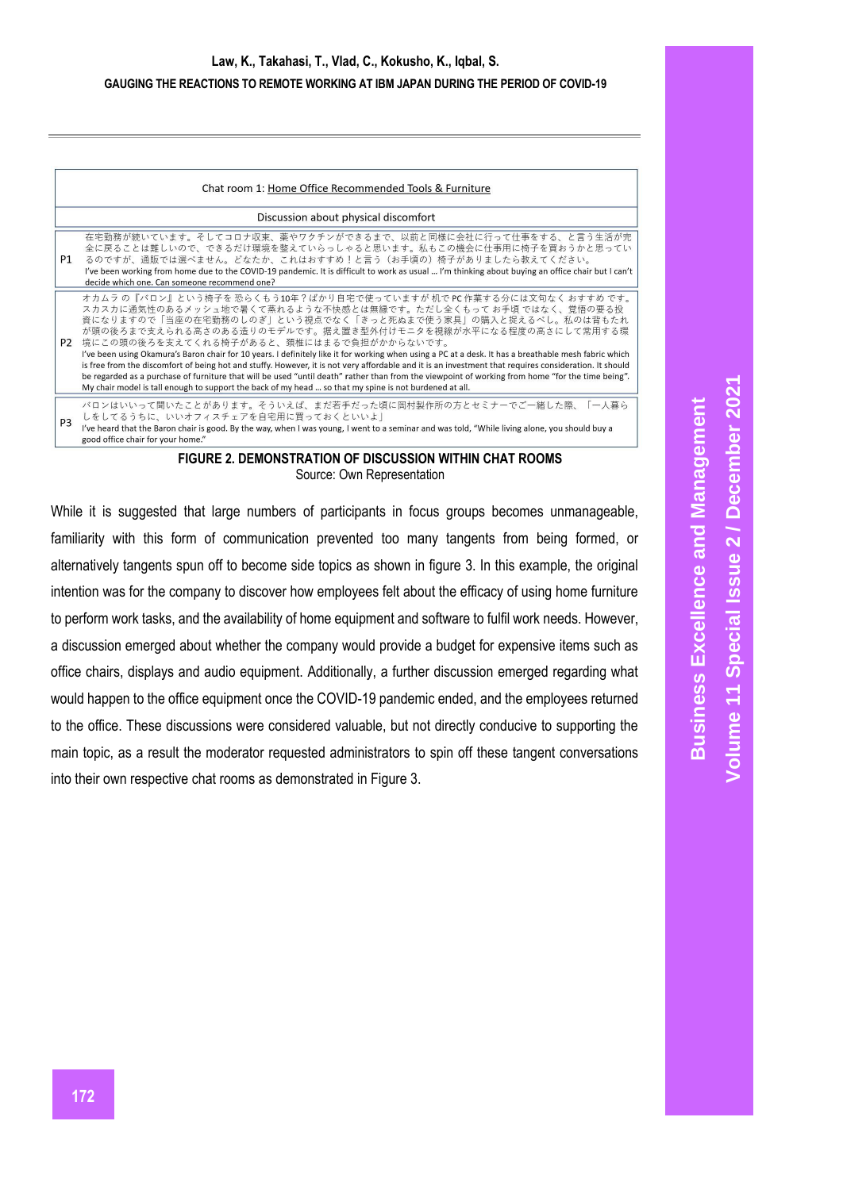| Chat room 1: Home Office Recommended Tools & Furniture | |
|---|---|
| Discussion about physical discomfort | |
| P1 | 在宅勤務が続いています。そしてコロナ収束、薬やワクチンができるまで、以前と同様に会社に行って仕事をする、と言う生活が完全に戻ることは難しいので、できるだけ環境を整えていらっしゃると思います。私もこの機会に仕事用に椅子を買おうかと思っているのですが、通販では選べません。どなたか、これはおすすめ！と言う（お手頃の）椅子がありましたら教えてください。<br>I've been working from home due to the COVID-19 pandemic. It is difficult to work as usual … I'm thinking about buying an office chair but I can't decide which one. Can someone recommend one? |
| P2 | オカムラの『バロン』という椅子を恐らくもう10年？ばかり自宅で使っていますが机でPC作業する分には文句なくおすすめです。スカスカに通気性のあるメッシュ地で暑くて蒸れるような不快感とは無縁です。ただし全くもってお手頃ではなく、覚悟の要る投資になりますので「当座の在宅勤務のしのぎ」という視点でなく「きっと死ぬまで使う家具」の購入と捉えるべし。私のは背もたれが頭の後ろまで支えられる高さのある造りのモデルです。据え置き型外付けモニタを視線が水平になる程度の高さにして常用する環境にこの頭の後ろを支えてくれる椅子があると、頸椎にはまるで負担がかからないです。<br>I've been using Okamura's Baron chair for 10 years. I definitely like it for working when using a PC at a desk. It has a breathable mesh fabric which is free from the discomfort of being hot and stuffy. However, it is not very affordable and it is an investment that requires consideration. It should be regarded as a purchase of furniture that will be used "until death" rather than from the viewpoint of working from home "for the time being". My chair model is tall enough to support the back of my head … so that my spine is not burdened at all. |
| P3 | バロンはいいって聞いたことがあります。そういえば、まだ若手だった頃に岡村製作所の方とセミナーでご一緒した際、「一人暮らしをしてるうちに、いいオフィスチェアを自宅用に買っておくといいよ」<br>I've heard that the Baron chair is good. By the way, when I was young, I went to a seminar and was told, "While living alone, you should buy a good office chair for your home." |

**FIGURE 2. DEMONSTRATION OF DISCUSSION WITHIN CHAT ROOMS**
Source: Own Representation

While it is suggested that large numbers of participants in focus groups becomes unmanageable, familiarity with this form of communication prevented too many tangents from being formed, or alternatively tangents spun off to become side topics as shown in figure 3. In this example, the original intention was for the company to discover how employees felt about the efficacy of using home furniture to perform work tasks, and the availability of home equipment and software to fulfil work needs. However, a discussion emerged about whether the company would provide a budget for expensive items such as office chairs, displays and audio equipment. Additionally, a further discussion emerged regarding what would happen to the office equipment once the COVID-19 pandemic ended, and the employees returned to the office. These discussions were considered valuable, but not directly conducive to supporting the main topic, as a result the moderator requested administrators to spin off these tangent conversations into their own respective chat rooms as demonstrated in Figure 3.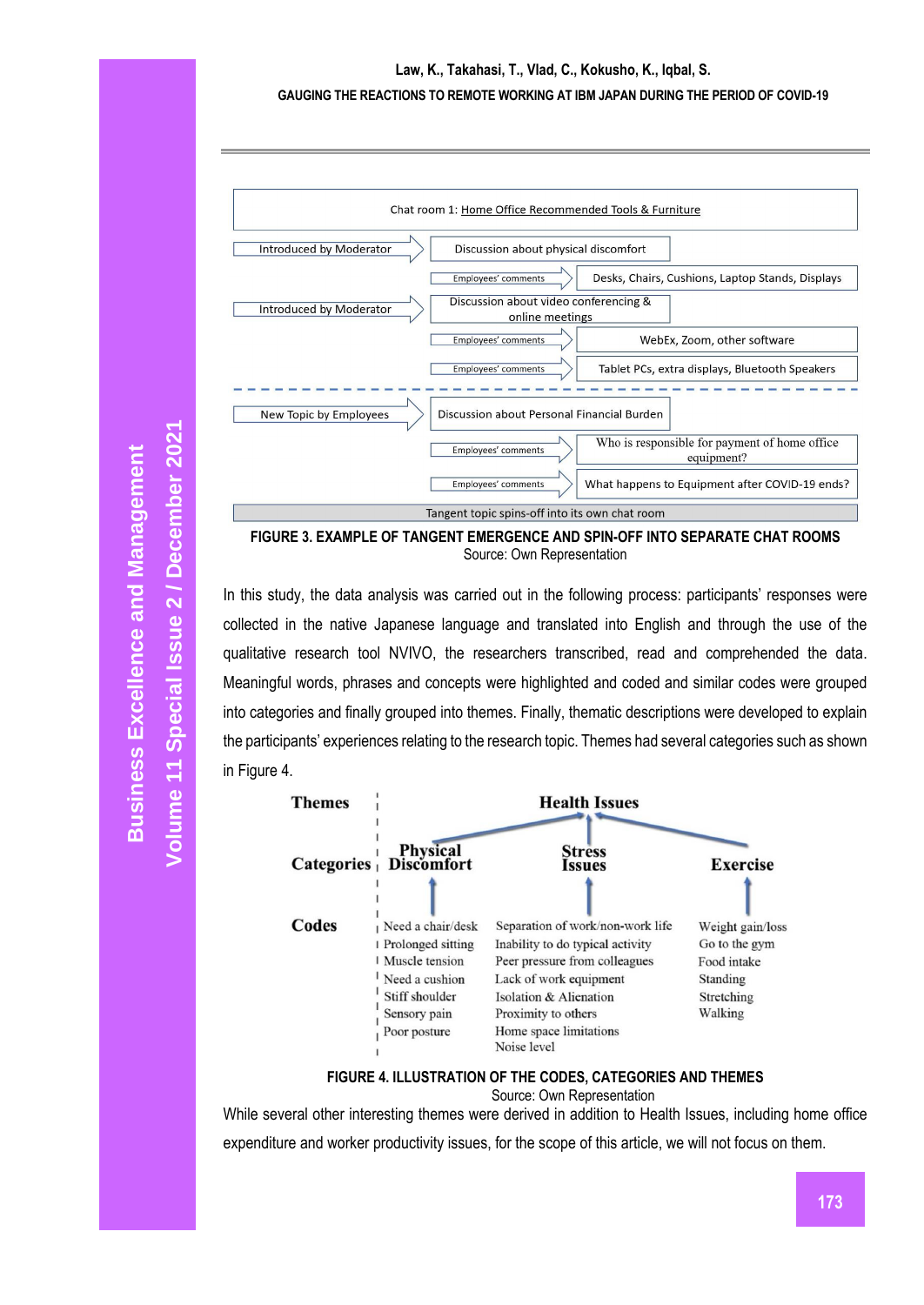Chat room 1: Home Office Recommended Tools & Furniture

- Introduced by Moderator → Discussion about physical discomfort
  - Employees' comments → Desks, Chairs, Cushions, Laptop Stands, Displays
- Introduced by Moderator → Discussion about video conferencing & online meetings
  - Employees' comments → WebEx, Zoom, other software
  - Employees' comments → Tablet PCs, extra displays, Bluetooth Speakers

---

- New Topic by Employees → Discussion about Personal Financial Burden
  - Employees' comments → Who is responsible for payment of home office equipment?
  - Employees' comments → What happens to Equipment after COVID-19 ends?

Tangent topic spins-off into its own chat room

**FIGURE 3. EXAMPLE OF TANGENT EMERGENCE AND SPIN-OFF INTO SEPARATE CHAT ROOMS**

Source: Own Representation

In this study, the data analysis was carried out in the following process: participants' responses were collected in the native Japanese language and translated into English and through the use of the qualitative research tool NVIVO, the researchers transcribed, read and comprehended the data. Meaningful words, phrases and concepts were highlighted and coded and similar codes were grouped into categories and finally grouped into themes. Finally, thematic descriptions were developed to explain the participants' experiences relating to the research topic. Themes had several categories such as shown in Figure 4.

| Themes | Health Issues | | |
|---|---|---|---|
| Categories | Physical Discomfort | Stress Issues | Exercise |
| Codes | Need a chair/desk<br>Prolonged sitting<br>Muscle tension<br>Need a cushion<br>Stiff shoulder<br>Sensory pain<br>Poor posture | Separation of work/non-work life<br>Inability to do typical activity<br>Peer pressure from colleagues<br>Lack of work equipment<br>Isolation & Alienation<br>Proximity to others<br>Home space limitations<br>Noise level | Weight gain/loss<br>Go to the gym<br>Food intake<br>Standing<br>Stretching<br>Walking |

**FIGURE 4. ILLUSTRATION OF THE CODES, CATEGORIES AND THEMES**

Source: Own Representation

While several other interesting themes were derived in addition to Health Issues, including home office expenditure and worker productivity issues, for the scope of this article, we will not focus on them.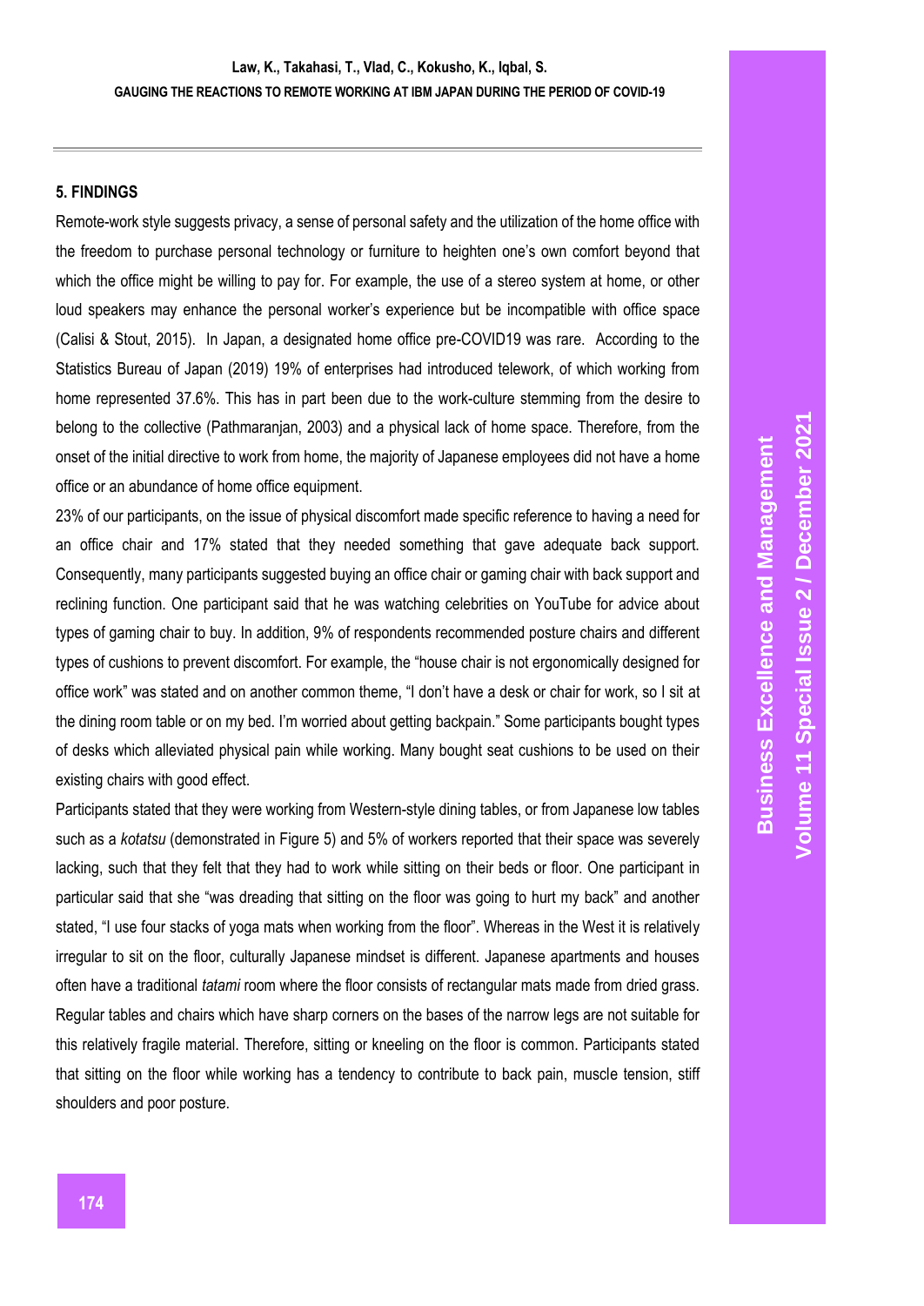## 5. FINDINGS

Remote-work style suggests privacy, a sense of personal safety and the utilization of the home office with the freedom to purchase personal technology or furniture to heighten one's own comfort beyond that which the office might be willing to pay for. For example, the use of a stereo system at home, or other loud speakers may enhance the personal worker's experience but be incompatible with office space (Calisi & Stout, 2015). In Japan, a designated home office pre-COVID19 was rare. According to the Statistics Bureau of Japan (2019) 19% of enterprises had introduced telework, of which working from home represented 37.6%. This has in part been due to the work-culture stemming from the desire to belong to the collective (Pathmaranjan, 2003) and a physical lack of home space. Therefore, from the onset of the initial directive to work from home, the majority of Japanese employees did not have a home office or an abundance of home office equipment.

23% of our participants, on the issue of physical discomfort made specific reference to having a need for an office chair and 17% stated that they needed something that gave adequate back support. Consequently, many participants suggested buying an office chair or gaming chair with back support and reclining function. One participant said that he was watching celebrities on YouTube for advice about types of gaming chair to buy. In addition, 9% of respondents recommended posture chairs and different types of cushions to prevent discomfort. For example, the "house chair is not ergonomically designed for office work" was stated and on another common theme, "I don't have a desk or chair for work, so I sit at the dining room table or on my bed. I'm worried about getting backpain." Some participants bought types of desks which alleviated physical pain while working. Many bought seat cushions to be used on their existing chairs with good effect.

Participants stated that they were working from Western-style dining tables, or from Japanese low tables such as a *kotatsu* (demonstrated in Figure 5) and 5% of workers reported that their space was severely lacking, such that they felt that they had to work while sitting on their beds or floor. One participant in particular said that she "was dreading that sitting on the floor was going to hurt my back" and another stated, "I use four stacks of yoga mats when working from the floor". Whereas in the West it is relatively irregular to sit on the floor, culturally Japanese mindset is different. Japanese apartments and houses often have a traditional *tatami* room where the floor consists of rectangular mats made from dried grass. Regular tables and chairs which have sharp corners on the bases of the narrow legs are not suitable for this relatively fragile material. Therefore, sitting or kneeling on the floor is common. Participants stated that sitting on the floor while working has a tendency to contribute to back pain, muscle tension, stiff shoulders and poor posture.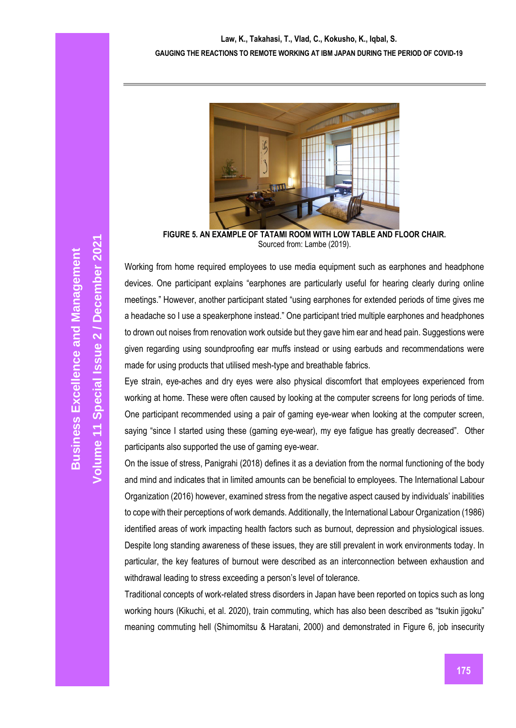**FIGURE 5. AN EXAMPLE OF TATAMI ROOM WITH LOW TABLE AND FLOOR CHAIR.**
Sourced from: Lambe (2019).

Working from home required employees to use media equipment such as earphones and headphone devices. One participant explains "earphones are particularly useful for hearing clearly during online meetings." However, another participant stated "using earphones for extended periods of time gives me a headache so I use a speakerphone instead." One participant tried multiple earphones and headphones to drown out noises from renovation work outside but they gave him ear and head pain. Suggestions were given regarding using soundproofing ear muffs instead or using earbuds and recommendations were made for using products that utilised mesh-type and breathable fabrics.

Eye strain, eye-aches and dry eyes were also physical discomfort that employees experienced from working at home. These were often caused by looking at the computer screens for long periods of time. One participant recommended using a pair of gaming eye-wear when looking at the computer screen, saying "since I started using these (gaming eye-wear), my eye fatigue has greatly decreased". Other participants also supported the use of gaming eye-wear.

On the issue of stress, Panigrahi (2018) defines it as a deviation from the normal functioning of the body and mind and indicates that in limited amounts can be beneficial to employees. The International Labour Organization (2016) however, examined stress from the negative aspect caused by individuals' inabilities to cope with their perceptions of work demands. Additionally, the International Labour Organization (1986) identified areas of work impacting health factors such as burnout, depression and physiological issues. Despite long standing awareness of these issues, they are still prevalent in work environments today. In particular, the key features of burnout were described as an interconnection between exhaustion and withdrawal leading to stress exceeding a person's level of tolerance.

Traditional concepts of work-related stress disorders in Japan have been reported on topics such as long working hours (Kikuchi, et al. 2020), train commuting, which has also been described as "tsukin jigoku" meaning commuting hell (Shimomitsu & Haratani, 2000) and demonstrated in Figure 6, job insecurity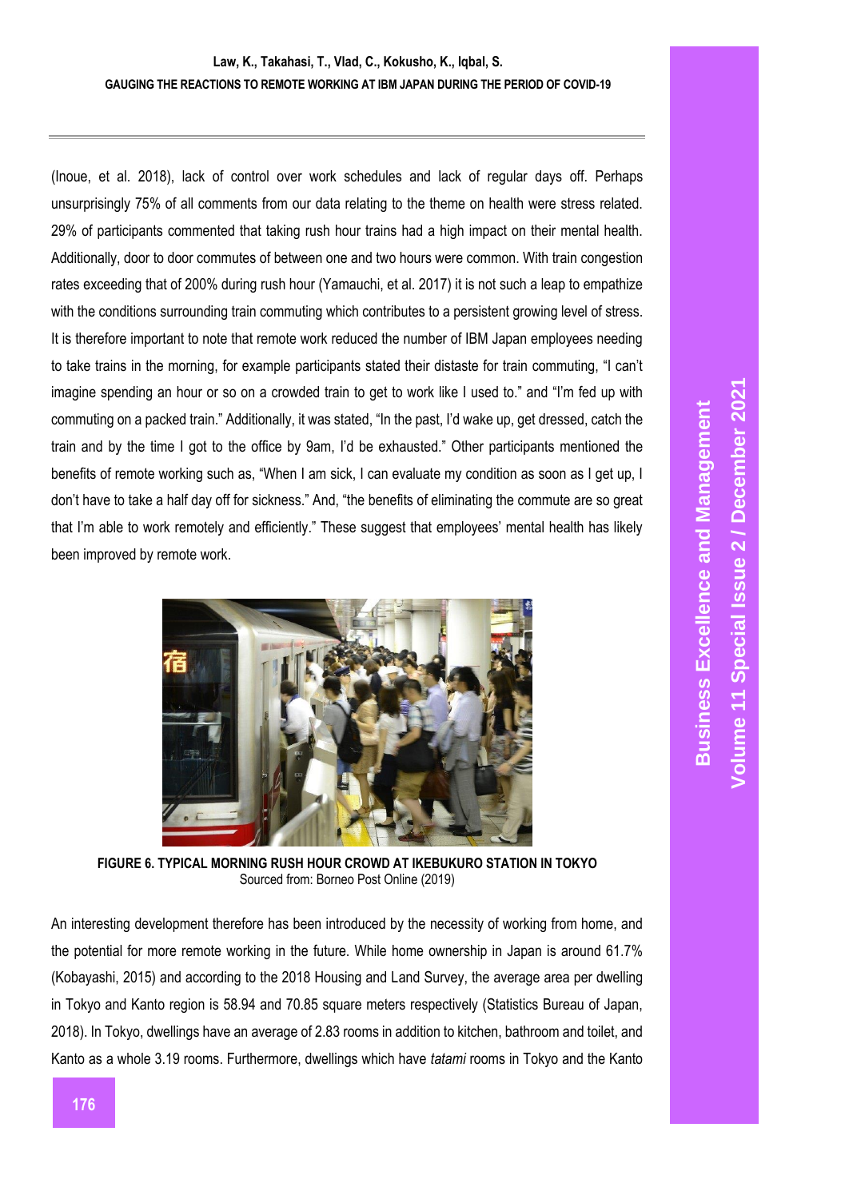(Inoue, et al. 2018), lack of control over work schedules and lack of regular days off. Perhaps unsurprisingly 75% of all comments from our data relating to the theme on health were stress related. 29% of participants commented that taking rush hour trains had a high impact on their mental health. Additionally, door to door commutes of between one and two hours were common. With train congestion rates exceeding that of 200% during rush hour (Yamauchi, et al. 2017) it is not such a leap to empathize with the conditions surrounding train commuting which contributes to a persistent growing level of stress. It is therefore important to note that remote work reduced the number of IBM Japan employees needing to take trains in the morning, for example participants stated their distaste for train commuting, "I can't imagine spending an hour or so on a crowded train to get to work like I used to." and "I'm fed up with commuting on a packed train." Additionally, it was stated, "In the past, I'd wake up, get dressed, catch the train and by the time I got to the office by 9am, I'd be exhausted." Other participants mentioned the benefits of remote working such as, "When I am sick, I can evaluate my condition as soon as I get up, I don't have to take a half day off for sickness." And, "the benefits of eliminating the commute are so great that I'm able to work remotely and efficiently." These suggest that employees' mental health has likely been improved by remote work.

**FIGURE 6. TYPICAL MORNING RUSH HOUR CROWD AT IKEBUKURO STATION IN TOKYO**
Sourced from: Borneo Post Online (2019)

An interesting development therefore has been introduced by the necessity of working from home, and the potential for more remote working in the future. While home ownership in Japan is around 61.7% (Kobayashi, 2015) and according to the 2018 Housing and Land Survey, the average area per dwelling in Tokyo and Kanto region is 58.94 and 70.85 square meters respectively (Statistics Bureau of Japan, 2018). In Tokyo, dwellings have an average of 2.83 rooms in addition to kitchen, bathroom and toilet, and Kanto as a whole 3.19 rooms. Furthermore, dwellings which have *tatami* rooms in Tokyo and the Kanto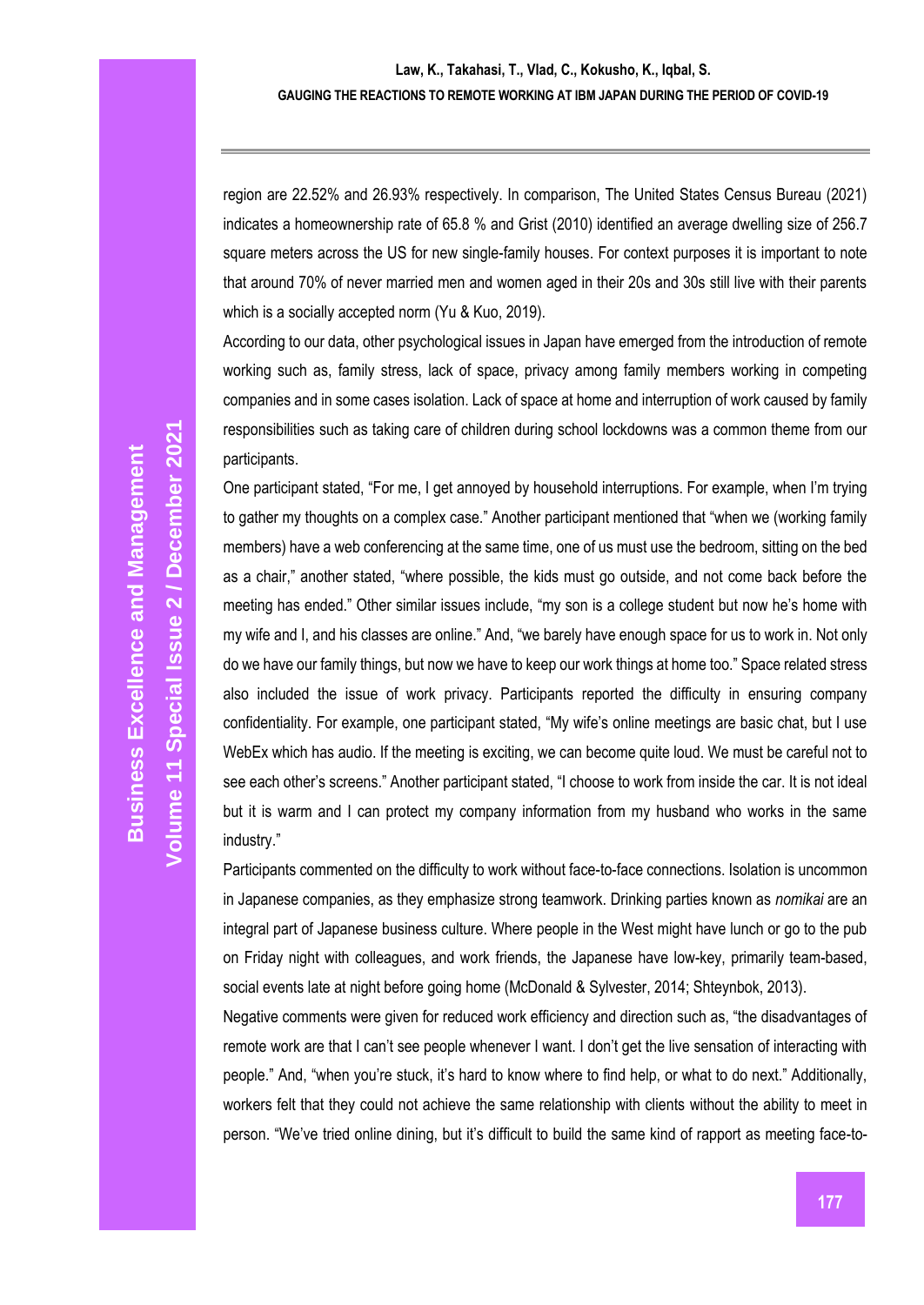region are 22.52% and 26.93% respectively. In comparison, The United States Census Bureau (2021) indicates a homeownership rate of 65.8 % and Grist (2010) identified an average dwelling size of 256.7 square meters across the US for new single-family houses. For context purposes it is important to note that around 70% of never married men and women aged in their 20s and 30s still live with their parents which is a socially accepted norm (Yu & Kuo, 2019).

According to our data, other psychological issues in Japan have emerged from the introduction of remote working such as, family stress, lack of space, privacy among family members working in competing companies and in some cases isolation. Lack of space at home and interruption of work caused by family responsibilities such as taking care of children during school lockdowns was a common theme from our participants.

One participant stated, "For me, I get annoyed by household interruptions. For example, when I'm trying to gather my thoughts on a complex case." Another participant mentioned that "when we (working family members) have a web conferencing at the same time, one of us must use the bedroom, sitting on the bed as a chair," another stated, "where possible, the kids must go outside, and not come back before the meeting has ended." Other similar issues include, "my son is a college student but now he's home with my wife and I, and his classes are online." And, "we barely have enough space for us to work in. Not only do we have our family things, but now we have to keep our work things at home too." Space related stress also included the issue of work privacy. Participants reported the difficulty in ensuring company confidentiality. For example, one participant stated, "My wife's online meetings are basic chat, but I use WebEx which has audio. If the meeting is exciting, we can become quite loud. We must be careful not to see each other's screens." Another participant stated, "I choose to work from inside the car. It is not ideal but it is warm and I can protect my company information from my husband who works in the same industry."

Participants commented on the difficulty to work without face-to-face connections. Isolation is uncommon in Japanese companies, as they emphasize strong teamwork. Drinking parties known as *nomikai* are an integral part of Japanese business culture. Where people in the West might have lunch or go to the pub on Friday night with colleagues, and work friends, the Japanese have low-key, primarily team-based, social events late at night before going home (McDonald & Sylvester, 2014; Shteynbok, 2013).

Negative comments were given for reduced work efficiency and direction such as, "the disadvantages of remote work are that I can't see people whenever I want. I don't get the live sensation of interacting with people." And, "when you're stuck, it's hard to know where to find help, or what to do next." Additionally, workers felt that they could not achieve the same relationship with clients without the ability to meet in person. "We've tried online dining, but it's difficult to build the same kind of rapport as meeting face-to-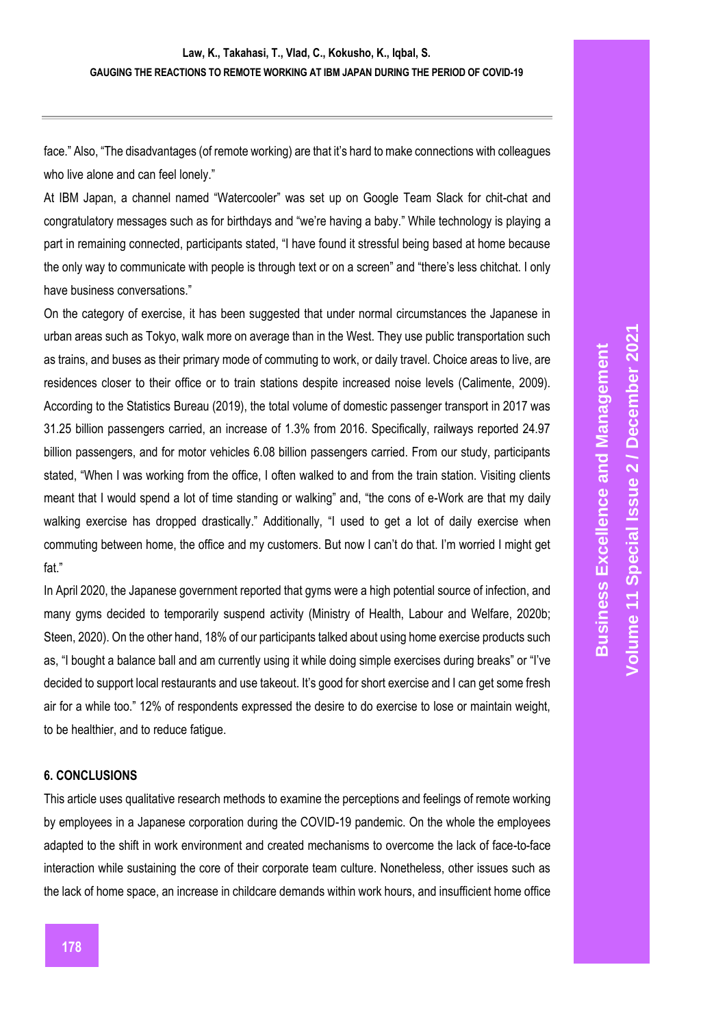face." Also, "The disadvantages (of remote working) are that it's hard to make connections with colleagues who live alone and can feel lonely."

At IBM Japan, a channel named "Watercooler" was set up on Google Team Slack for chit-chat and congratulatory messages such as for birthdays and "we're having a baby." While technology is playing a part in remaining connected, participants stated, "I have found it stressful being based at home because the only way to communicate with people is through text or on a screen" and "there's less chitchat. I only have business conversations."

On the category of exercise, it has been suggested that under normal circumstances the Japanese in urban areas such as Tokyo, walk more on average than in the West. They use public transportation such as trains, and buses as their primary mode of commuting to work, or daily travel. Choice areas to live, are residences closer to their office or to train stations despite increased noise levels (Calimente, 2009). According to the Statistics Bureau (2019), the total volume of domestic passenger transport in 2017 was 31.25 billion passengers carried, an increase of 1.3% from 2016. Specifically, railways reported 24.97 billion passengers, and for motor vehicles 6.08 billion passengers carried. From our study, participants stated, "When I was working from the office, I often walked to and from the train station. Visiting clients meant that I would spend a lot of time standing or walking" and, "the cons of e-Work are that my daily walking exercise has dropped drastically." Additionally, "I used to get a lot of daily exercise when commuting between home, the office and my customers. But now I can't do that. I'm worried I might get fat."

In April 2020, the Japanese government reported that gyms were a high potential source of infection, and many gyms decided to temporarily suspend activity (Ministry of Health, Labour and Welfare, 2020b; Steen, 2020). On the other hand, 18% of our participants talked about using home exercise products such as, "I bought a balance ball and am currently using it while doing simple exercises during breaks" or "I've decided to support local restaurants and use takeout. It's good for short exercise and I can get some fresh air for a while too." 12% of respondents expressed the desire to do exercise to lose or maintain weight, to be healthier, and to reduce fatigue.

## 6. CONCLUSIONS

This article uses qualitative research methods to examine the perceptions and feelings of remote working by employees in a Japanese corporation during the COVID-19 pandemic. On the whole the employees adapted to the shift in work environment and created mechanisms to overcome the lack of face-to-face interaction while sustaining the core of their corporate team culture. Nonetheless, other issues such as the lack of home space, an increase in childcare demands within work hours, and insufficient home office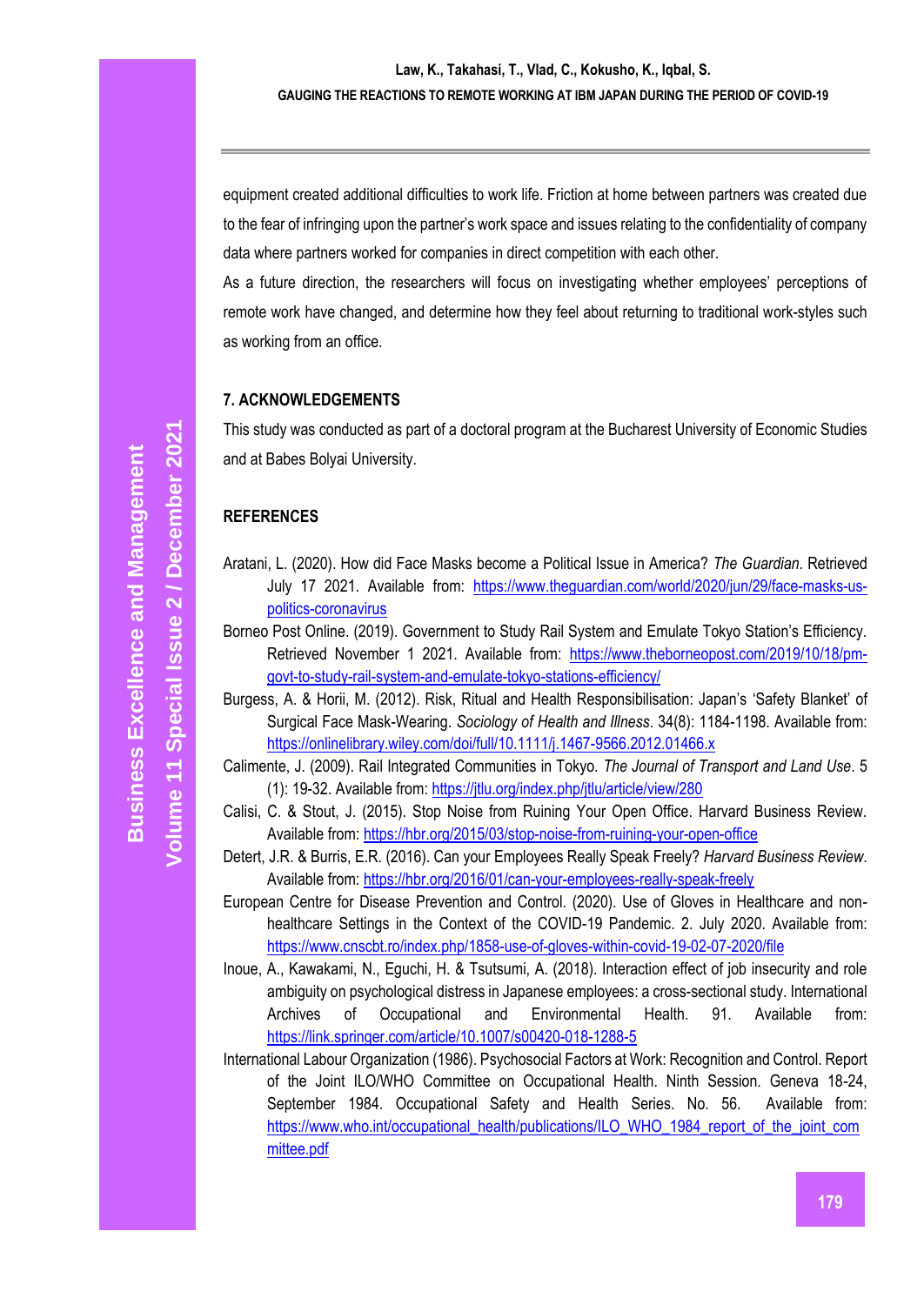equipment created additional difficulties to work life. Friction at home between partners was created due to the fear of infringing upon the partner's work space and issues relating to the confidentiality of company data where partners worked for companies in direct competition with each other.

As a future direction, the researchers will focus on investigating whether employees' perceptions of remote work have changed, and determine how they feel about returning to traditional work-styles such as working from an office.

## 7. ACKNOWLEDGEMENTS

This study was conducted as part of a doctoral program at the Bucharest University of Economic Studies and at Babes Bolyai University.

## REFERENCES

Aratani, L. (2020). How did Face Masks become a Political Issue in America? *The Guardian*. Retrieved July 17 2021. Available from: https://www.theguardian.com/world/2020/jun/29/face-masks-us-politics-coronavirus

Borneo Post Online. (2019). Government to Study Rail System and Emulate Tokyo Station's Efficiency. Retrieved November 1 2021. Available from: https://www.theborneopost.com/2019/10/18/pm-govt-to-study-rail-system-and-emulate-tokyo-stations-efficiency/

Burgess, A. & Horii, M. (2012). Risk, Ritual and Health Responsibilisation: Japan's 'Safety Blanket' of Surgical Face Mask-Wearing. *Sociology of Health and Illness*. 34(8): 1184-1198. Available from: https://onlinelibrary.wiley.com/doi/full/10.1111/j.1467-9566.2012.01466.x

Calimente, J. (2009). Rail Integrated Communities in Tokyo. *The Journal of Transport and Land Use*. 5 (1): 19-32. Available from: https://jtlu.org/index.php/jtlu/article/view/280

Calisi, C. & Stout, J. (2015). Stop Noise from Ruining Your Open Office. Harvard Business Review. Available from: https://hbr.org/2015/03/stop-noise-from-ruining-your-open-office

Detert, J.R. & Burris, E.R. (2016). Can your Employees Really Speak Freely? *Harvard Business Review*. Available from: https://hbr.org/2016/01/can-your-employees-really-speak-freely

European Centre for Disease Prevention and Control. (2020). Use of Gloves in Healthcare and non-healthcare Settings in the Context of the COVID-19 Pandemic. 2. July 2020. Available from: https://www.cnscbt.ro/index.php/1858-use-of-gloves-within-covid-19-02-07-2020/file

Inoue, A., Kawakami, N., Eguchi, H. & Tsutsumi, A. (2018). Interaction effect of job insecurity and role ambiguity on psychological distress in Japanese employees: a cross-sectional study. International Archives of Occupational and Environmental Health. 91. Available from: https://link.springer.com/article/10.1007/s00420-018-1288-5

International Labour Organization (1986). Psychosocial Factors at Work: Recognition and Control. Report of the Joint ILO/WHO Committee on Occupational Health. Ninth Session. Geneva 18-24, September 1984. Occupational Safety and Health Series. No. 56. Available from: https://www.who.int/occupational_health/publications/ILO_WHO_1984_report_of_the_joint_committee.pdf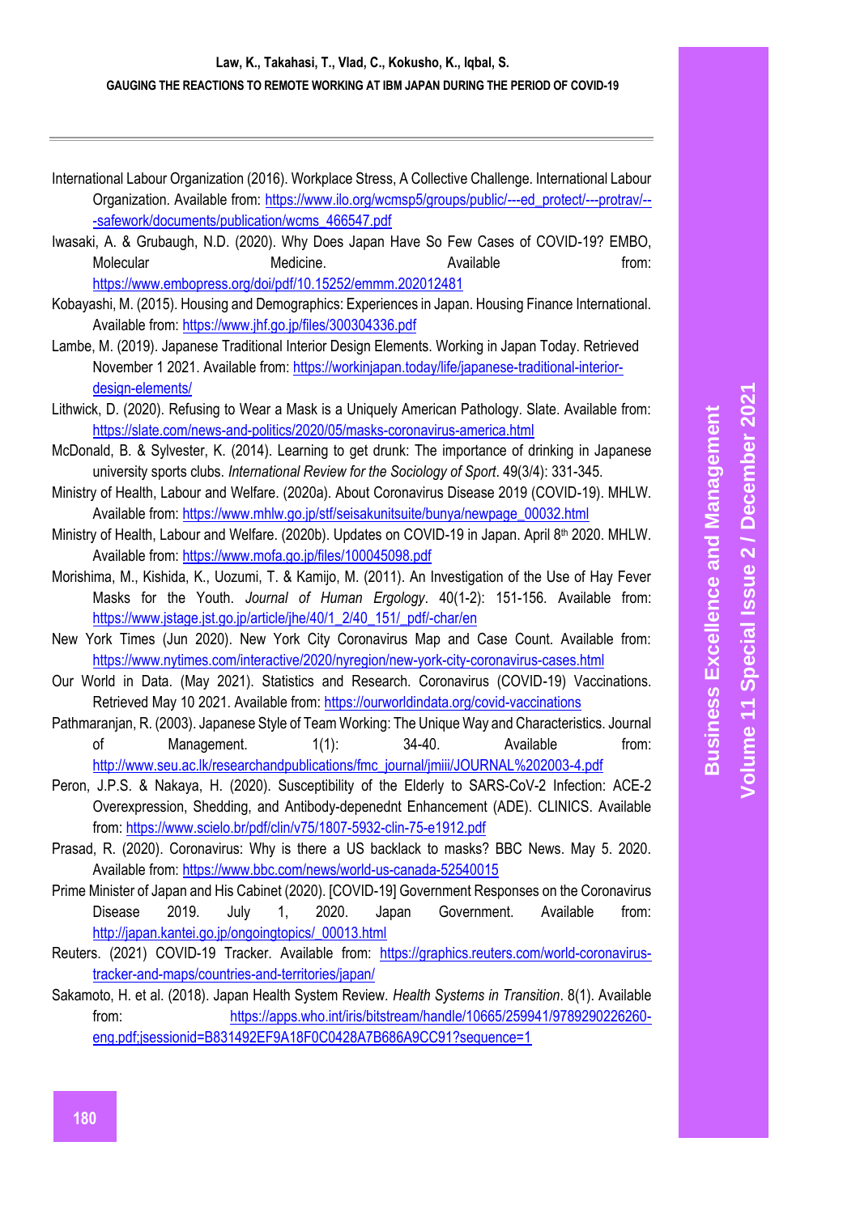International Labour Organization (2016). Workplace Stress, A Collective Challenge. International Labour Organization. Available from: https://www.ilo.org/wcmsp5/groups/public/---ed_protect/---protrav/---safework/documents/publication/wcms_466547.pdf

Iwasaki, A. & Grubaugh, N.D. (2020). Why Does Japan Have So Few Cases of COVID-19? EMBO, Molecular Medicine. Available from: https://www.embopress.org/doi/pdf/10.15252/emmm.202012481

Kobayashi, M. (2015). Housing and Demographics: Experiences in Japan. Housing Finance International. Available from: https://www.jhf.go.jp/files/300304336.pdf

Lambe, M. (2019). Japanese Traditional Interior Design Elements. Working in Japan Today. Retrieved November 1 2021. Available from: https://workinjapan.today/life/japanese-traditional-interior-design-elements/

Lithwick, D. (2020). Refusing to Wear a Mask is a Uniquely American Pathology. Slate. Available from: https://slate.com/news-and-politics/2020/05/masks-coronavirus-america.html

McDonald, B. & Sylvester, K. (2014). Learning to get drunk: The importance of drinking in Japanese university sports clubs. *International Review for the Sociology of Sport*. 49(3/4): 331-345.

Ministry of Health, Labour and Welfare. (2020a). About Coronavirus Disease 2019 (COVID-19). MHLW. Available from: https://www.mhlw.go.jp/stf/seisakunitsuite/bunya/newpage_00032.html

Ministry of Health, Labour and Welfare. (2020b). Updates on COVID-19 in Japan. April 8th 2020. MHLW. Available from: https://www.mofa.go.jp/files/100045098.pdf

Morishima, M., Kishida, K., Uozumi, T. & Kamijo, M. (2011). An Investigation of the Use of Hay Fever Masks for the Youth. *Journal of Human Ergology*. 40(1-2): 151-156. Available from: https://www.jstage.jst.go.jp/article/jhe/40/1_2/40_151/_pdf/-char/en

New York Times (Jun 2020). New York City Coronavirus Map and Case Count. Available from: https://www.nytimes.com/interactive/2020/nyregion/new-york-city-coronavirus-cases.html

Our World in Data. (May 2021). Statistics and Research. Coronavirus (COVID-19) Vaccinations. Retrieved May 10 2021. Available from: https://ourworldindata.org/covid-vaccinations

Pathmaranjan, R. (2003). Japanese Style of Team Working: The Unique Way and Characteristics. Journal of Management. 1(1): 34-40. Available from: http://www.seu.ac.lk/researchandpublications/fmc_journal/jmiii/JOURNAL%202003-4.pdf

Peron, J.P.S. & Nakaya, H. (2020). Susceptibility of the Elderly to SARS-CoV-2 Infection: ACE-2 Overexpression, Shedding, and Antibody-depenednt Enhancement (ADE). CLINICS. Available from: https://www.scielo.br/pdf/clin/v75/1807-5932-clin-75-e1912.pdf

Prasad, R. (2020). Coronavirus: Why is there a US backlack to masks? BBC News. May 5. 2020. Available from: https://www.bbc.com/news/world-us-canada-52540015

Prime Minister of Japan and His Cabinet (2020). [COVID-19] Government Responses on the Coronavirus Disease 2019. July 1, 2020. Japan Government. Available from: http://japan.kantei.go.jp/ongoingtopics/_00013.html

Reuters. (2021) COVID-19 Tracker. Available from: https://graphics.reuters.com/world-coronavirus-tracker-and-maps/countries-and-territories/japan/

Sakamoto, H. et al. (2018). Japan Health System Review. *Health Systems in Transition*. 8(1). Available from: https://apps.who.int/iris/bitstream/handle/10665/259941/9789290226260-eng.pdf;jsessionid=B831492EF9A18F0C0428A7B686A9CC91?sequence=1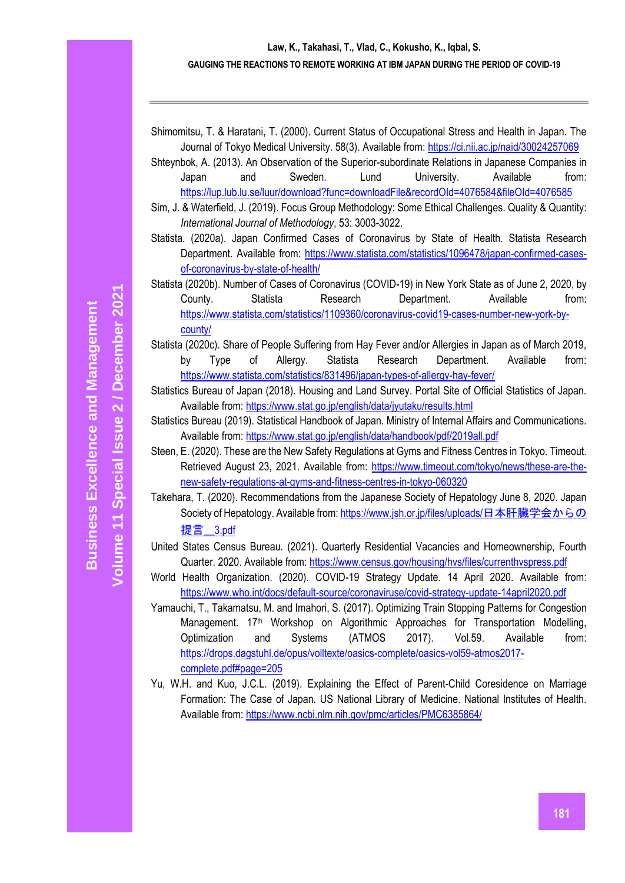Shimomitsu, T. & Haratani, T. (2000). Current Status of Occupational Stress and Health in Japan. The Journal of Tokyo Medical University. 58(3). Available from: https://ci.nii.ac.jp/naid/30024257069

Shteynbok, A. (2013). An Observation of the Superior-subordinate Relations in Japanese Companies in Japan and Sweden. Lund University. Available from: https://lup.lub.lu.se/luur/download?func=downloadFile&recordOId=4076584&fileOId=4076585

Sim, J. & Waterfield, J. (2019). Focus Group Methodology: Some Ethical Challenges. Quality & Quantity: *International Journal of Methodology*, 53: 3003-3022.

Statista. (2020a). Japan Confirmed Cases of Coronavirus by State of Health. Statista Research Department. Available from: https://www.statista.com/statistics/1096478/japan-confirmed-cases-of-coronavirus-by-state-of-health/

Statista (2020b). Number of Cases of Coronavirus (COVID-19) in New York State as of June 2, 2020, by County. Statista Research Department. Available from: https://www.statista.com/statistics/1109360/coronavirus-covid19-cases-number-new-york-by-county/

Statista (2020c). Share of People Suffering from Hay Fever and/or Allergies in Japan as of March 2019, by Type of Allergy. Statista Research Department. Available from: https://www.statista.com/statistics/831496/japan-types-of-allergy-hay-fever/

Statistics Bureau of Japan (2018). Housing and Land Survey. Portal Site of Official Statistics of Japan. Available from: https://www.stat.go.jp/english/data/jyutaku/results.html

Statistics Bureau (2019). Statistical Handbook of Japan. Ministry of Internal Affairs and Communications. Available from: https://www.stat.go.jp/english/data/handbook/pdf/2019all.pdf

Steen, E. (2020). These are the New Safety Regulations at Gyms and Fitness Centres in Tokyo. Timeout. Retrieved August 23, 2021. Available from: https://www.timeout.com/tokyo/news/these-are-the-new-safety-regulations-at-gyms-and-fitness-centres-in-tokyo-060320

Takehara, T. (2020). Recommendations from the Japanese Society of Hepatology June 8, 2020. Japan Society of Hepatology. Available from: https://www.jsh.or.jp/files/uploads/日本肝臓学会からの提言__3.pdf

United States Census Bureau. (2021). Quarterly Residential Vacancies and Homeownership, Fourth Quarter. 2020. Available from: https://www.census.gov/housing/hvs/files/currenthvspress.pdf

World Health Organization. (2020). COVID-19 Strategy Update. 14 April 2020. Available from: https://www.who.int/docs/default-source/coronaviruse/covid-strategy-update-14april2020.pdf

Yamauchi, T., Takamatsu, M. and Imahori, S. (2017). Optimizing Train Stopping Patterns for Congestion Management. 17th Workshop on Algorithmic Approaches for Transportation Modelling, Optimization and Systems (ATMOS 2017). Vol.59. Available from: https://drops.dagstuhl.de/opus/volltexte/oasics-complete/oasics-vol59-atmos2017-complete.pdf#page=205

Yu, W.H. and Kuo, J.C.L. (2019). Explaining the Effect of Parent-Child Coresidence on Marriage Formation: The Case of Japan. US National Library of Medicine. National Institutes of Health. Available from: https://www.ncbi.nlm.nih.gov/pmc/articles/PMC6385864/